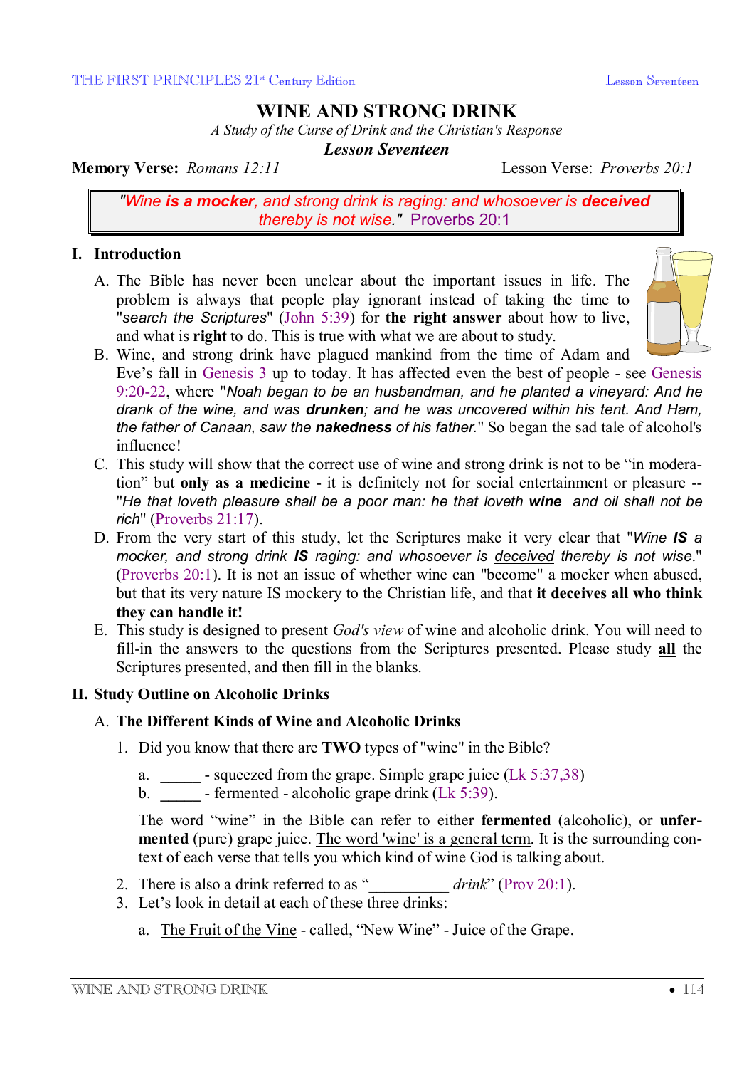# WINE AND STRONG DRINK

*A Study of the Curse of Drink and the Christian's Response*

***Lesson Seventeen***

**Memory Verse:** *Romans 12:11* Lesson Verse: *Proverbs 20:1*

> *"Wine **is a mocker**, and strong drink is raging: and whosoever is **deceived** thereby is not wise."* Proverbs 20:1

## I. Introduction

A. The Bible has never been unclear about the important issues in life. The problem is always that people play ignorant instead of taking the time to "*search the Scriptures*" (John 5:39) for **the right answer** about how to live, and what is **right** to do. This is true with what we are about to study.

B. Wine, and strong drink have plagued mankind from the time of Adam and Eve's fall in Genesis 3 up to today. It has affected even the best of people - see Genesis 9:20-22, where "*Noah began to be an husbandman, and he planted a vineyard: And he drank of the wine, and was **drunken**; and he was uncovered within his tent. And Ham, the father of Canaan, saw the **nakedness** of his father.*" So began the sad tale of alcohol's influence!

C. This study will show that the correct use of wine and strong drink is not to be "in moderation" but **only as a medicine** - it is definitely not for social entertainment or pleasure -- "*He that loveth pleasure shall be a poor man: he that loveth **wine** and oil shall not be rich*" (Proverbs 21:17).

D. From the very start of this study, let the Scriptures make it very clear that "*Wine **IS** a mocker, and strong drink **IS** raging: and whosoever is <u>deceived</u> thereby is not wise.*" (Proverbs 20:1). It is not an issue of whether wine can "become" a mocker when abused, but that its very nature IS mockery to the Christian life, and that **it deceives all who think they can handle it!**

E. This study is designed to present *God's view* of wine and alcoholic drink. You will need to fill-in the answers to the questions from the Scriptures presented. Please study **<u>all</u>** the Scriptures presented, and then fill in the blanks.

## II. Study Outline on Alcoholic Drinks

### A. The Different Kinds of Wine and Alcoholic Drinks

1. Did you know that there are **TWO** types of "wine" in the Bible?

   a. _____ - squeezed from the grape. Simple grape juice (Lk 5:37,38)

   b. _____ - fermented - alcoholic grape drink (Lk 5:39).

   The word "wine" in the Bible can refer to either **fermented** (alcoholic), or **unfermented** (pure) grape juice. <u>The word 'wine' is a general term</u>. It is the surrounding context of each verse that tells you which kind of wine God is talking about.

2. There is also a drink referred to as "__________ *drink*" (Prov 20:1).

3. Let's look in detail at each of these three drinks:

   a. <u>The Fruit of the Vine</u> - called, "New Wine" - Juice of the Grape.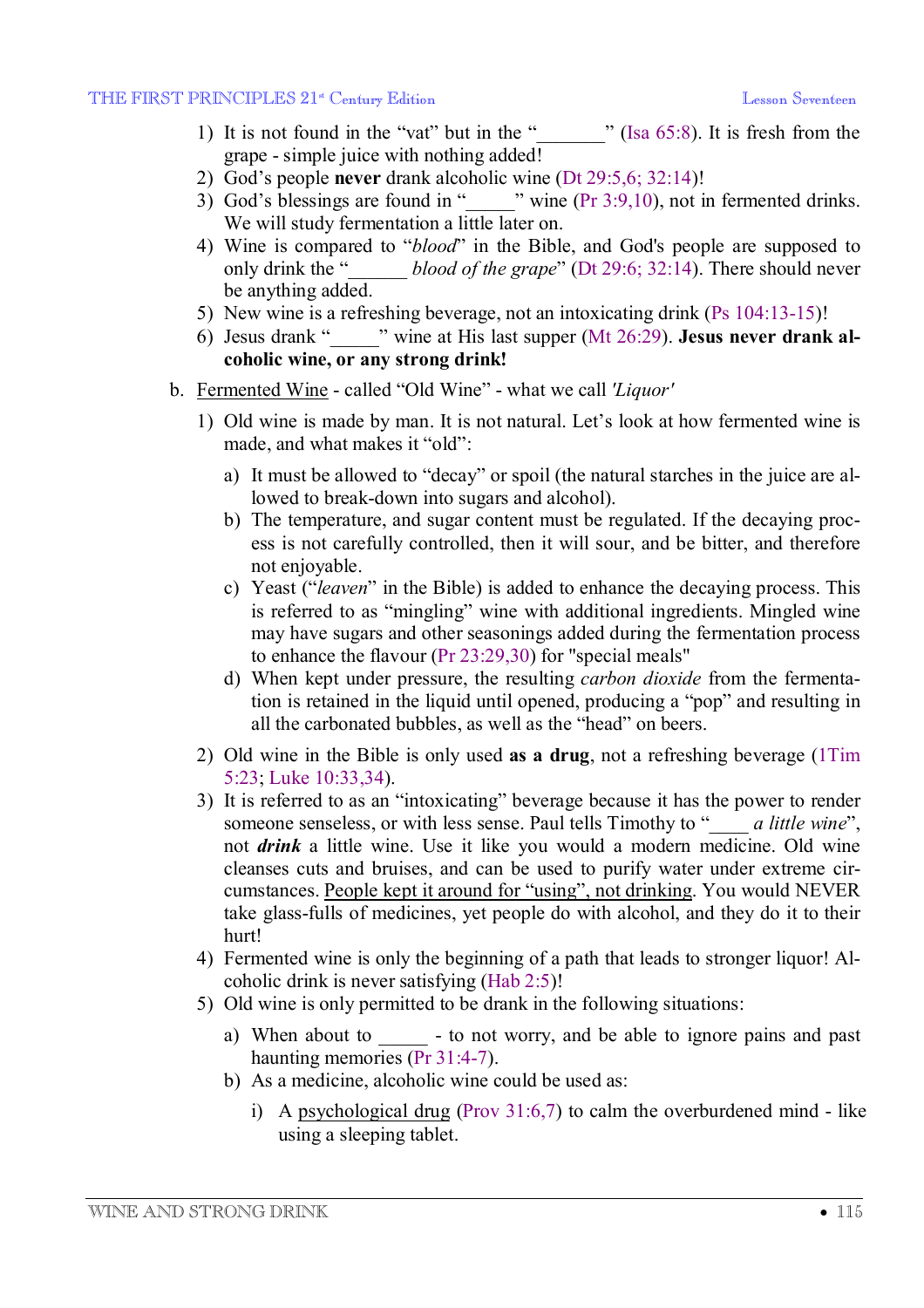1) It is not found in the "vat" but in the "_______" (Isa 65:8). It is fresh from the grape - simple juice with nothing added!
2) God's people **never** drank alcoholic wine (Dt 29:5,6; 32:14)!
3) God's blessings are found in "_____" wine (Pr 3:9,10), not in fermented drinks. We will study fermentation a little later on.
4) Wine is compared to "*blood*" in the Bible, and God's people are supposed to only drink the "______ *blood of the grape*" (Dt 29:6; 32:14). There should never be anything added.
5) New wine is a refreshing beverage, not an intoxicating drink (Ps 104:13-15)!
6) Jesus drank "_____" wine at His last supper (Mt 26:29). **Jesus never drank alcoholic wine, or any strong drink!**

b. <u>Fermented Wine</u> - called "Old Wine" - what we call *'Liquor'*

1) Old wine is made by man. It is not natural. Let's look at how fermented wine is made, and what makes it "old":

   a) It must be allowed to "decay" or spoil (the natural starches in the juice are allowed to break-down into sugars and alcohol).
   b) The temperature, and sugar content must be regulated. If the decaying process is not carefully controlled, then it will sour, and be bitter, and therefore not enjoyable.
   c) Yeast ("*leaven*" in the Bible) is added to enhance the decaying process. This is referred to as "mingling" wine with additional ingredients. Mingled wine may have sugars and other seasonings added during the fermentation process to enhance the flavour (Pr 23:29,30) for "special meals"
   d) When kept under pressure, the resulting *carbon dioxide* from the fermentation is retained in the liquid until opened, producing a "pop" and resulting in all the carbonated bubbles, as well as the "head" on beers.

2) Old wine in the Bible is only used **as a drug**, not a refreshing beverage (1Tim 5:23; Luke 10:33,34).
3) It is referred to as an "intoxicating" beverage because it has the power to render someone senseless, or with less sense. Paul tells Timothy to "____ *a little wine*", not ***drink*** a little wine. Use it like you would a modern medicine. Old wine cleanses cuts and bruises, and can be used to purify water under extreme circumstances. <u>People kept it around for "using", not drinking</u>. You would NEVER take glass-fulls of medicines, yet people do with alcohol, and they do it to their hurt!
4) Fermented wine is only the beginning of a path that leads to stronger liquor! Alcoholic drink is never satisfying (Hab 2:5)!
5) Old wine is only permitted to be drank in the following situations:

   a) When about to _____ - to not worry, and be able to ignore pains and past haunting memories (Pr 31:4-7).
   b) As a medicine, alcoholic wine could be used as:

      i) A <u>psychological drug</u> (Prov 31:6,7) to calm the overburdened mind - like using a sleeping tablet.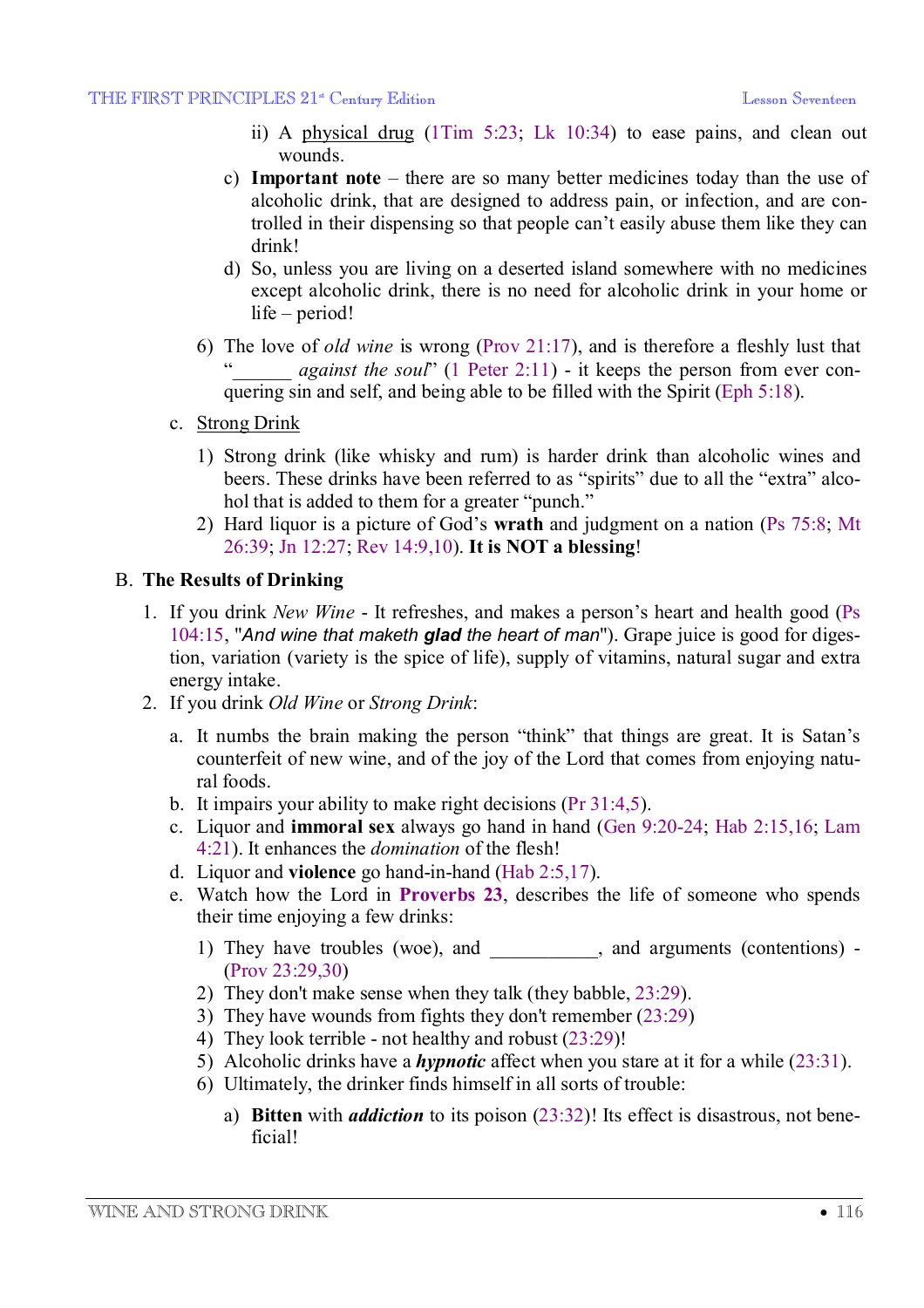ii) A <u>physical drug</u> (1Tim 5:23; Lk 10:34) to ease pains, and clean out wounds.

c) **Important note** – there are so many better medicines today than the use of alcoholic drink, that are designed to address pain, or infection, and are controlled in their dispensing so that people can't easily abuse them like they can drink!

d) So, unless you are living on a deserted island somewhere with no medicines except alcoholic drink, there is no need for alcoholic drink in your home or life – period!

6) The love of *old wine* is wrong (Prov 21:17), and is therefore a fleshly lust that "______ *against the soul*" (1 Peter 2:11) - it keeps the person from ever conquering sin and self, and being able to be filled with the Spirit (Eph 5:18).

c. <u>Strong Drink</u>

1) Strong drink (like whisky and rum) is harder drink than alcoholic wines and beers. These drinks have been referred to as "spirits" due to all the "extra" alcohol that is added to them for a greater "punch."

2) Hard liquor is a picture of God's **wrath** and judgment on a nation (Ps 75:8; Mt 26:39; Jn 12:27; Rev 14:9,10). **It is NOT a blessing**!

## B. The Results of Drinking

1. If you drink *New Wine* - It refreshes, and makes a person's heart and health good (Ps 104:15, "*And wine that maketh **glad** the heart of man*"). Grape juice is good for digestion, variation (variety is the spice of life), supply of vitamins, natural sugar and extra energy intake.

2. If you drink *Old Wine* or *Strong Drink*:

a. It numbs the brain making the person "think" that things are great. It is Satan's counterfeit of new wine, and of the joy of the Lord that comes from enjoying natural foods.

b. It impairs your ability to make right decisions (Pr 31:4,5).

c. Liquor and **immoral sex** always go hand in hand (Gen 9:20-24; Hab 2:15,16; Lam 4:21). It enhances the *domination* of the flesh!

d. Liquor and **violence** go hand-in-hand (Hab 2:5,17).

e. Watch how the Lord in **Proverbs 23**, describes the life of someone who spends their time enjoying a few drinks:

1) They have troubles (woe), and ___________, and arguments (contentions) - (Prov 23:29,30)

2) They don't make sense when they talk (they babble, 23:29).

3) They have wounds from fights they don't remember (23:29)

4) They look terrible - not healthy and robust (23:29)!

5) Alcoholic drinks have a ***hypnotic*** affect when you stare at it for a while (23:31).

6) Ultimately, the drinker finds himself in all sorts of trouble:

a) **Bitten** with ***addiction*** to its poison (23:32)! Its effect is disastrous, not beneficial!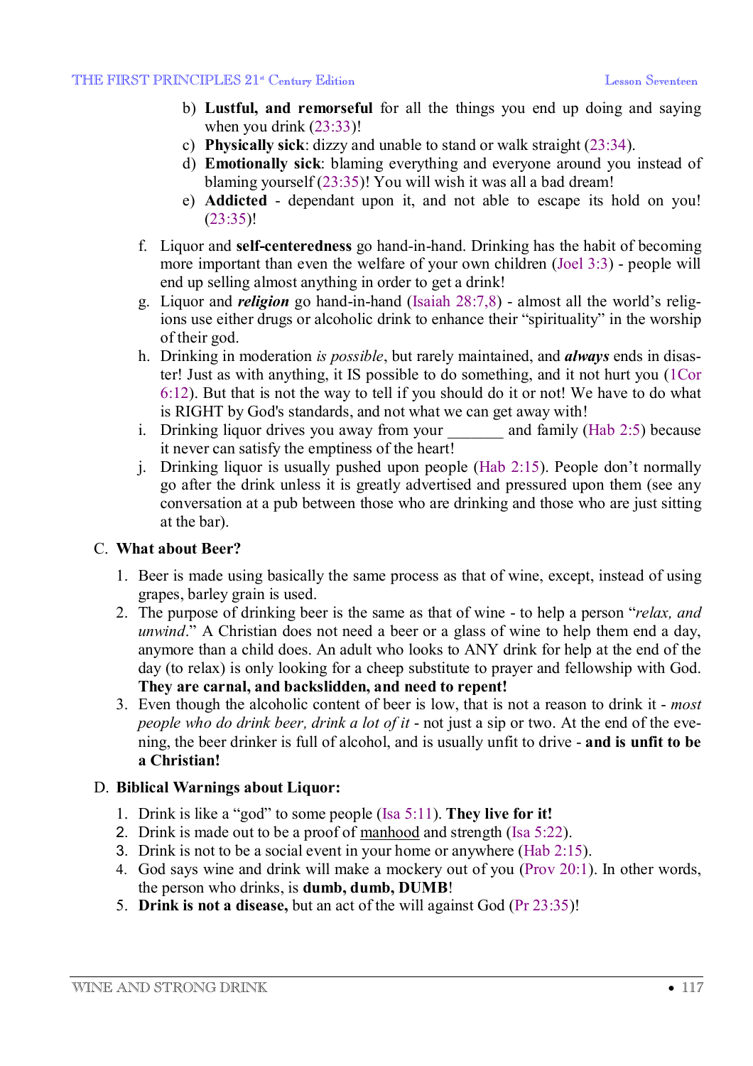b) **Lustful, and remorseful** for all the things you end up doing and saying when you drink (23:33)!
c) **Physically sick**: dizzy and unable to stand or walk straight (23:34).
d) **Emotionally sick**: blaming everything and everyone around you instead of blaming yourself (23:35)! You will wish it was all a bad dream!
e) **Addicted** - dependant upon it, and not able to escape its hold on you! (23:35)!

f. Liquor and **self-centeredness** go hand-in-hand. Drinking has the habit of becoming more important than even the welfare of your own children (Joel 3:3) - people will end up selling almost anything in order to get a drink!
g. Liquor and ***religion*** go hand-in-hand (Isaiah 28:7,8) - almost all the world's religions use either drugs or alcoholic drink to enhance their "spirituality" in the worship of their god.
h. Drinking in moderation *is possible*, but rarely maintained, and ***always*** ends in disaster! Just as with anything, it IS possible to do something, and it not hurt you (1Cor 6:12). But that is not the way to tell if you should do it or not! We have to do what is RIGHT by God's standards, and not what we can get away with!
i. Drinking liquor drives you away from your _______ and family (Hab 2:5) because it never can satisfy the emptiness of the heart!
j. Drinking liquor is usually pushed upon people (Hab 2:15). People don't normally go after the drink unless it is greatly advertised and pressured upon them (see any conversation at a pub between those who are drinking and those who are just sitting at the bar).

C. **What about Beer?**

1. Beer is made using basically the same process as that of wine, except, instead of using grapes, barley grain is used.
2. The purpose of drinking beer is the same as that of wine - to help a person "*relax, and unwind*." A Christian does not need a beer or a glass of wine to help them end a day, anymore than a child does. An adult who looks to ANY drink for help at the end of the day (to relax) is only looking for a cheep substitute to prayer and fellowship with God. **They are carnal, and backslidden, and need to repent!**
3. Even though the alcoholic content of beer is low, that is not a reason to drink it - *most people who do drink beer, drink a lot of it* - not just a sip or two. At the end of the evening, the beer drinker is full of alcohol, and is usually unfit to drive - **and is unfit to be a Christian!**

D. **Biblical Warnings about Liquor:**

1. Drink is like a "god" to some people (Isa 5:11). **They live for it!**
2. Drink is made out to be a proof of manhood and strength (Isa 5:22).
3. Drink is not to be a social event in your home or anywhere (Hab 2:15).
4. God says wine and drink will make a mockery out of you (Prov 20:1). In other words, the person who drinks, is **dumb, dumb, DUMB**!
5. **Drink is not a disease,** but an act of the will against God (Pr 23:35)!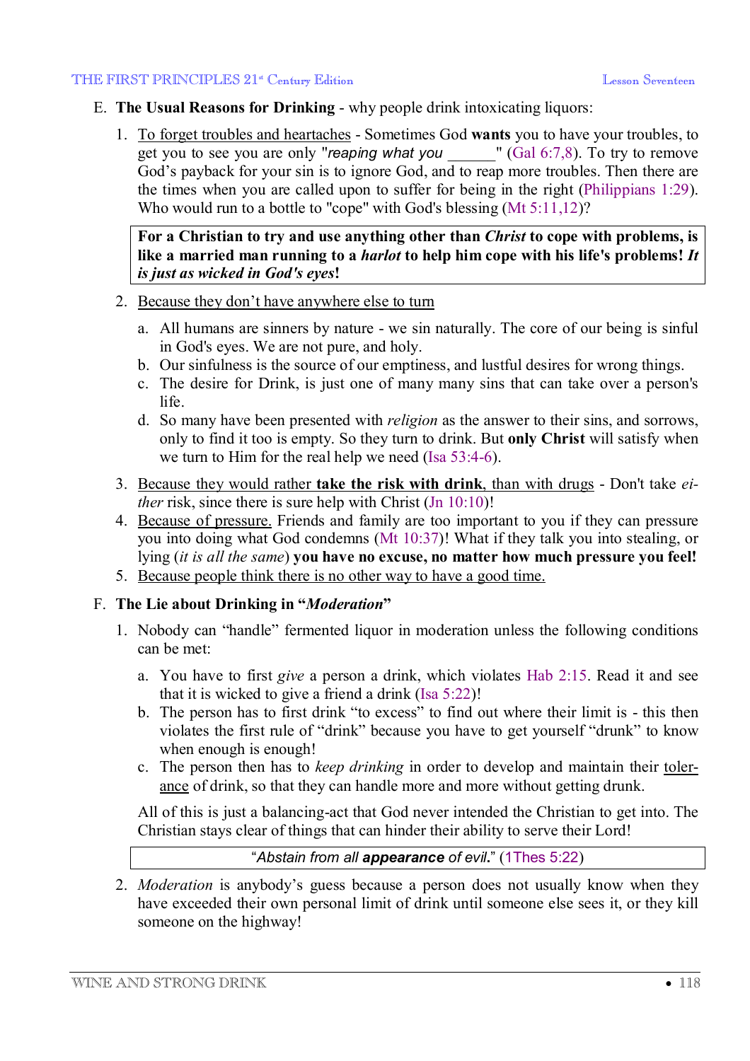E. **The Usual Reasons for Drinking** - why people drink intoxicating liquors:

1. <u>To forget troubles and heartaches</u> - Sometimes God **wants** you to have your troubles, to get you to see you are only "*reaping what you* ______" (Gal 6:7,8). To try to remove God's payback for your sin is to ignore God, and to reap more troubles. Then there are the times when you are called upon to suffer for being in the right (Philippians 1:29). Who would run to a bottle to "cope" with God's blessing (Mt 5:11,12)?

> **For a Christian to try and use anything other than *Christ* to cope with problems, is like a married man running to a *harlot* to help him cope with his life's problems! *It is just as wicked in God's eyes*!**

2. <u>Because they don't have anywhere else to turn</u>

   a. All humans are sinners by nature - we sin naturally. The core of our being is sinful in God's eyes. We are not pure, and holy.
   b. Our sinfulness is the source of our emptiness, and lustful desires for wrong things.
   c. The desire for Drink, is just one of many many sins that can take over a person's life.
   d. So many have been presented with *religion* as the answer to their sins, and sorrows, only to find it too is empty. So they turn to drink. But **only Christ** will satisfy when we turn to Him for the real help we need (Isa 53:4-6).

3. <u>Because they would rather **take the risk with drink**, than with drugs</u> - Don't take *either* risk, since there is sure help with Christ (Jn 10:10)!
4. <u>Because of pressure.</u> Friends and family are too important to you if they can pressure you into doing what God condemns (Mt 10:37)! What if they talk you into stealing, or lying (*it is all the same*) **you have no excuse, no matter how much pressure you feel!**
5. <u>Because people think there is no other way to have a good time.</u>

F. **The Lie about Drinking in "*Moderation*"**

1. Nobody can "handle" fermented liquor in moderation unless the following conditions can be met:

   a. You have to first *give* a person a drink, which violates Hab 2:15. Read it and see that it is wicked to give a friend a drink (Isa 5:22)!
   b. The person has to first drink "to excess" to find out where their limit is - this then violates the first rule of "drink" because you have to get yourself "drunk" to know when enough is enough!
   c. The person then has to *keep drinking* in order to develop and maintain their <u>tolerance</u> of drink, so that they can handle more and more without getting drunk.

   All of this is just a balancing-act that God never intended the Christian to get into. The Christian stays clear of things that can hinder their ability to serve their Lord!

   > "*Abstain from all* ***appearance*** *of evil*." (1Thes 5:22)

2. *Moderation* is anybody's guess because a person does not usually know when they have exceeded their own personal limit of drink until someone else sees it, or they kill someone on the highway!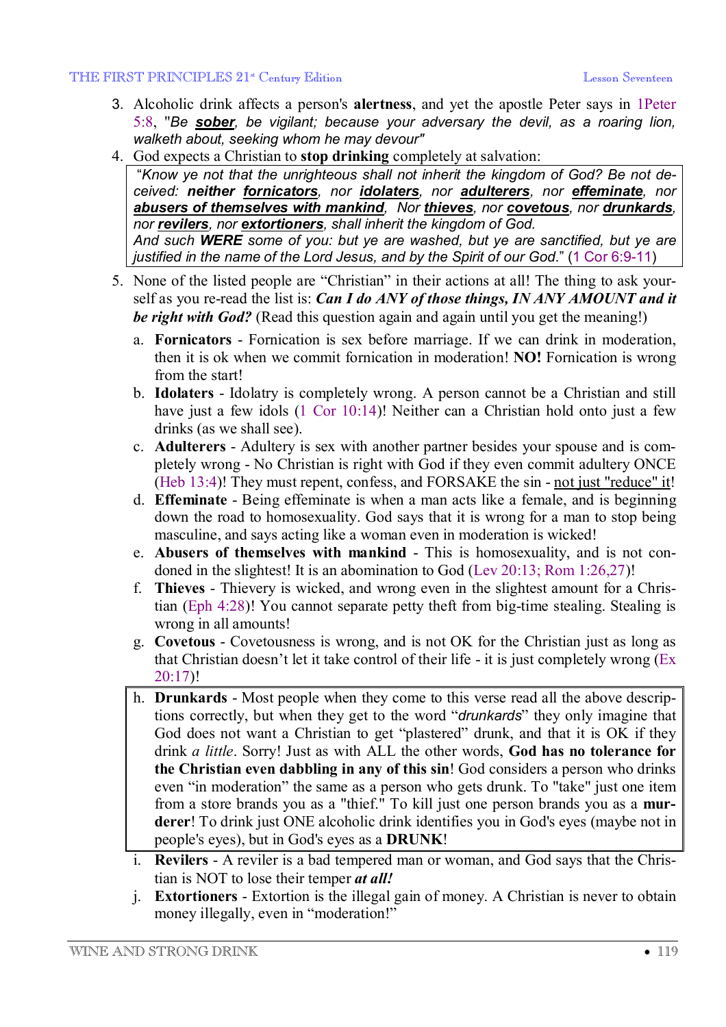3. Alcoholic drink affects a person's **alertness**, and yet the apostle Peter says in 1Peter 5:8, "*Be **sober**, be vigilant; because your adversary the devil, as a roaring lion, walketh about, seeking whom he may devour*"
4. God expects a Christian to **stop drinking** completely at salvation:

> "*Know ye not that the unrighteous shall not inherit the kingdom of God? Be not deceived: **neither fornicators**, nor **idolaters**, nor **adulterers**, nor **effeminate**, nor **abusers of themselves with mankind**, Nor **thieves**, nor **covetous**, nor **drunkards**, nor **revilers**, nor **extortioners**, shall inherit the kingdom of God.*
> *And such **WERE** some of you: but ye are washed, but ye are sanctified, but ye are justified in the name of the Lord Jesus, and by the Spirit of our God.*" (1 Cor 6:9-11)

5. None of the listed people are "Christian" in their actions at all! The thing to ask yourself as you re-read the list is: ***Can I do ANY of those things, IN ANY AMOUNT and it be right with God?*** (Read this question again and again until you get the meaning!)
   a. **Fornicators** - Fornication is sex before marriage. If we can drink in moderation, then it is ok when we commit fornication in moderation! **NO!** Fornication is wrong from the start!
   b. **Idolaters** - Idolatry is completely wrong. A person cannot be a Christian and still have just a few idols (1 Cor 10:14)! Neither can a Christian hold onto just a few drinks (as we shall see).
   c. **Adulterers** - Adultery is sex with another partner besides your spouse and is completely wrong - No Christian is right with God if they even commit adultery ONCE (Heb 13:4)! They must repent, confess, and FORSAKE the sin - not just "reduce" it!
   d. **Effeminate** - Being effeminate is when a man acts like a female, and is beginning down the road to homosexuality. God says that it is wrong for a man to stop being masculine, and says acting like a woman even in moderation is wicked!
   e. **Abusers of themselves with mankind** - This is homosexuality, and is not condoned in the slightest! It is an abomination to God (Lev 20:13; Rom 1:26,27)!
   f. **Thieves** - Thievery is wicked, and wrong even in the slightest amount for a Christian (Eph 4:28)! You cannot separate petty theft from big-time stealing. Stealing is wrong in all amounts!
   g. **Covetous** - Covetousness is wrong, and is not OK for the Christian just as long as that Christian doesn't let it take control of their life - it is just completely wrong (Ex 20:17)!
   h. **Drunkards** - Most people when they come to this verse read all the above descriptions correctly, but when they get to the word "*drunkards*" they only imagine that God does not want a Christian to get "plastered" drunk, and that it is OK if they drink *a little*. Sorry! Just as with ALL the other words, **God has no tolerance for the Christian even dabbling in any of this sin**! God considers a person who drinks even "in moderation" the same as a person who gets drunk. To "take" just one item from a store brands you as a "thief." To kill just one person brands you as a **murderer**! To drink just ONE alcoholic drink identifies you in God's eyes (maybe not in people's eyes), but in God's eyes as a **DRUNK**!
   i. **Revilers** - A reviler is a bad tempered man or woman, and God says that the Christian is NOT to lose their temper ***at all!***
   j. **Extortioners** - Extortion is the illegal gain of money. A Christian is never to obtain money illegally, even in "moderation!"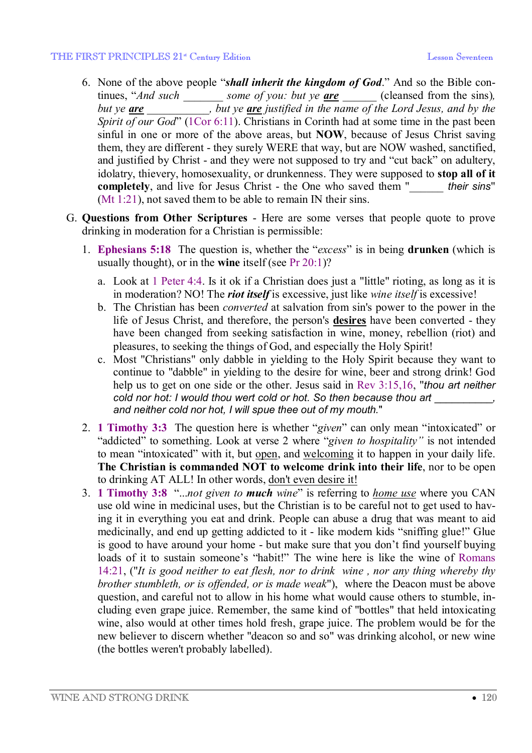6. None of the above people "***shall inherit the kingdom of God***." And so the Bible continues, "*And such _______ some of you: but ye* ***are*** ______ (cleansed from the sins)*, but ye* ***are*** *___________, but ye* ***are*** *justified in the name of the Lord Jesus, and by the Spirit of our God*" (1Cor 6:11). Christians in Corinth had at some time in the past been sinful in one or more of the above areas, but **NOW**, because of Jesus Christ saving them, they are different - they surely WERE that way, but are NOW washed, sanctified, and justified by Christ - and they were not supposed to try and "cut back" on adultery, idolatry, thievery, homosexuality, or drunkenness. They were supposed to **stop all of it completely**, and live for Jesus Christ - the One who saved them "______ *their sins*" (Mt 1:21), not saved them to be able to remain IN their sins.

G. **Questions from Other Scriptures** - Here are some verses that people quote to prove drinking in moderation for a Christian is permissible:

1. **Ephesians 5:18** The question is, whether the "*excess*" is in being **drunken** (which is usually thought), or in the **wine** itself (see Pr 20:1)?

   a. Look at 1 Peter 4:4. Is it ok if a Christian does just a "little" rioting, as long as it is in moderation? NO! The ***riot itself*** is excessive, just like *wine itself* is excessive!

   b. The Christian has been *converted* at salvation from sin's power to the power in the life of Jesus Christ, and therefore, the person's **desires** have been converted - they have been changed from seeking satisfaction in wine, money, rebellion (riot) and pleasures, to seeking the things of God, and especially the Holy Spirit!

   c. Most "Christians" only dabble in yielding to the Holy Spirit because they want to continue to "dabble" in yielding to the desire for wine, beer and strong drink! God help us to get on one side or the other. Jesus said in Rev 3:15,16, "*thou art neither cold nor hot: I would thou wert cold or hot. So then because thou art __________, and neither cold nor hot, I will spue thee out of my mouth.*"

2. **1 Timothy 3:3** The question here is whether "*given*" can only mean "intoxicated" or "addicted" to something. Look at verse 2 where "*given to hospitality"* is not intended to mean "intoxicated" with it, but open, and welcoming it to happen in your daily life. **The Christian is commanded NOT to welcome drink into their life**, nor to be open to drinking AT ALL! In other words, don't even desire it!

3. **1 Timothy 3:8** "*...not given to* ***much*** *wine*" is referring to *home use* where you CAN use old wine in medicinal uses, but the Christian is to be careful not to get used to having it in everything you eat and drink. People can abuse a drug that was meant to aid medicinally, and end up getting addicted to it - like modern kids "sniffing glue!" Glue is good to have around your home - but make sure that you don't find yourself buying loads of it to sustain someone's "habit!" The wine here is like the wine of Romans 14:21, ("*It is good neither to eat flesh, nor to drink wine , nor any thing whereby thy brother stumbleth, or is offended, or is made weak*"), where the Deacon must be above question, and careful not to allow in his home what would cause others to stumble, including even grape juice. Remember, the same kind of "bottles" that held intoxicating wine, also would at other times hold fresh, grape juice. The problem would be for the new believer to discern whether "deacon so and so" was drinking alcohol, or new wine (the bottles weren't probably labelled).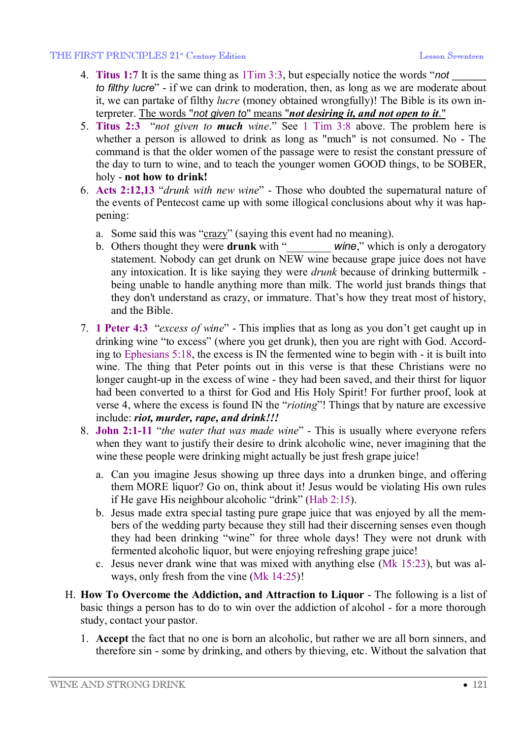4. **Titus 1:7** It is the same thing as 1Tim 3:3, but especially notice the words "*not ______ to filthy lucre*" - if we can drink to moderation, then, as long as we are moderate about it, we can partake of filthy *lucre* (money obtained wrongfully)! The Bible is its own interpreter. The words "*not given to*" means "***not desiring it, and not open to it***."
5. **Titus 2:3** "*not given to **much** wine*." See 1 Tim 3:8 above. The problem here is whether a person is allowed to drink as long as "much" is not consumed. No - The command is that the older women of the passage were to resist the constant pressure of the day to turn to wine, and to teach the younger women GOOD things, to be SOBER, holy - **not how to drink!**
6. **Acts 2:12,13** "*drunk with new wine*" - Those who doubted the supernatural nature of the events of Pentecost came up with some illogical conclusions about why it was happening:

   a. Some said this was "crazy" (saying this event had no meaning).
   b. Others thought they were **drunk** with "________ *wine*," which is only a derogatory statement. Nobody can get drunk on NEW wine because grape juice does not have any intoxication. It is like saying they were *drunk* because of drinking buttermilk - being unable to handle anything more than milk. The world just brands things that they don't understand as crazy, or immature. That's how they treat most of history, and the Bible.

7. **1 Peter 4:3** "*excess of wine*" - This implies that as long as you don't get caught up in drinking wine "to excess" (where you get drunk), then you are right with God. According to Ephesians 5:18, the excess is IN the fermented wine to begin with - it is built into wine. The thing that Peter points out in this verse is that these Christians were no longer caught-up in the excess of wine - they had been saved, and their thirst for liquor had been converted to a thirst for God and His Holy Spirit! For further proof, look at verse 4, where the excess is found IN the "*rioting*"! Things that by nature are excessive include: ***riot, murder, rape, and drink!!!***
8. **John 2:1-11** "*the water that was made wine*" - This is usually where everyone refers when they want to justify their desire to drink alcoholic wine, never imagining that the wine these people were drinking might actually be just fresh grape juice!

   a. Can you imagine Jesus showing up three days into a drunken binge, and offering them MORE liquor? Go on, think about it! Jesus would be violating His own rules if He gave His neighbour alcoholic "drink" (Hab 2:15).
   b. Jesus made extra special tasting pure grape juice that was enjoyed by all the members of the wedding party because they still had their discerning senses even though they had been drinking "wine" for three whole days! They were not drunk with fermented alcoholic liquor, but were enjoying refreshing grape juice!
   c. Jesus never drank wine that was mixed with anything else (Mk 15:23), but was always, only fresh from the vine (Mk 14:25)!

H. **How To Overcome the Addiction, and Attraction to Liquor** - The following is a list of basic things a person has to do to win over the addiction of alcohol - for a more thorough study, contact your pastor.

1. **Accept** the fact that no one is born an alcoholic, but rather we are all born sinners, and therefore sin - some by drinking, and others by thieving, etc. Without the salvation that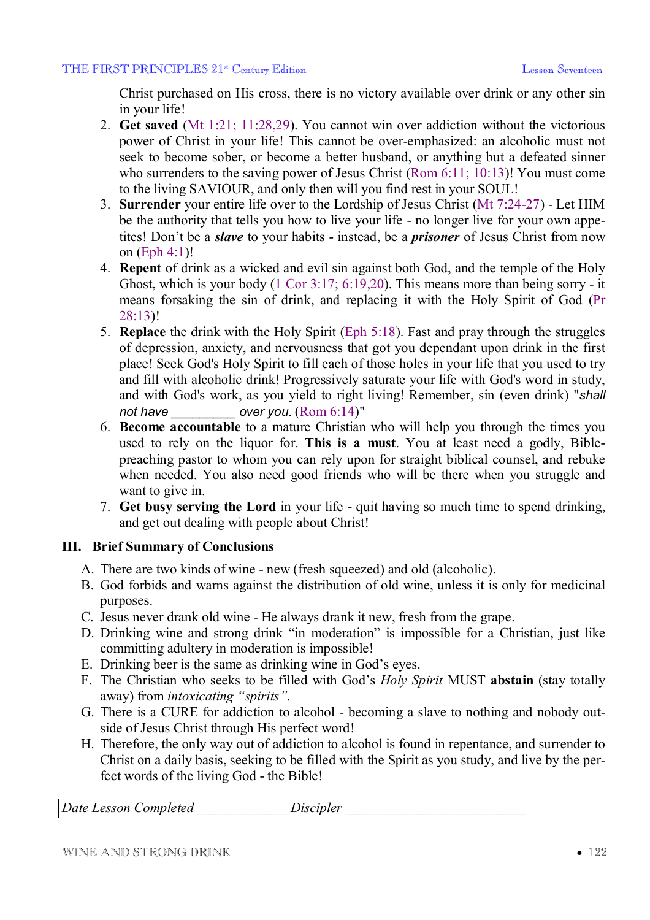Christ purchased on His cross, there is no victory available over drink or any other sin in your life!

2. **Get saved** (Mt 1:21; 11:28,29). You cannot win over addiction without the victorious power of Christ in your life! This cannot be over-emphasized: an alcoholic must not seek to become sober, or become a better husband, or anything but a defeated sinner who surrenders to the saving power of Jesus Christ (Rom 6:11; 10:13)! You must come to the living SAVIOUR, and only then will you find rest in your SOUL!
3. **Surrender** your entire life over to the Lordship of Jesus Christ (Mt 7:24-27) - Let HIM be the authority that tells you how to live your life - no longer live for your own appetites! Don't be a ***slave*** to your habits - instead, be a ***prisoner*** of Jesus Christ from now on (Eph 4:1)!
4. **Repent** of drink as a wicked and evil sin against both God, and the temple of the Holy Ghost, which is your body (1 Cor 3:17; 6:19,20). This means more than being sorry - it means forsaking the sin of drink, and replacing it with the Holy Spirit of God (Pr 28:13)!
5. **Replace** the drink with the Holy Spirit (Eph 5:18). Fast and pray through the struggles of depression, anxiety, and nervousness that got you dependant upon drink in the first place! Seek God's Holy Spirit to fill each of those holes in your life that you used to try and fill with alcoholic drink! Progressively saturate your life with God's word in study, and with God's work, as you yield to right living! Remember, sin (even drink) "*shall not have _________ over you*. (Rom 6:14)"
6. **Become accountable** to a mature Christian who will help you through the times you used to rely on the liquor for. **This is a must**. You at least need a godly, Bible-preaching pastor to whom you can rely upon for straight biblical counsel, and rebuke when needed. You also need good friends who will be there when you struggle and want to give in.
7. **Get busy serving the Lord** in your life - quit having so much time to spend drinking, and get out dealing with people about Christ!

## III. Brief Summary of Conclusions

A. There are two kinds of wine - new (fresh squeezed) and old (alcoholic).
B. God forbids and warns against the distribution of old wine, unless it is only for medicinal purposes.
C. Jesus never drank old wine - He always drank it new, fresh from the grape.
D. Drinking wine and strong drink "in moderation" is impossible for a Christian, just like committing adultery in moderation is impossible!
E. Drinking beer is the same as drinking wine in God's eyes.
F. The Christian who seeks to be filled with God's *Holy Spirit* MUST **abstain** (stay totally away) from *intoxicating "spirits"*.
G. There is a CURE for addiction to alcohol - becoming a slave to nothing and nobody outside of Jesus Christ through His perfect word!
H. Therefore, the only way out of addiction to alcohol is found in repentance, and surrender to Christ on a daily basis, seeking to be filled with the Spirit as you study, and live by the perfect words of the living God - the Bible!

*Date Lesson Completed* _____________ *Discipler* ___________________________